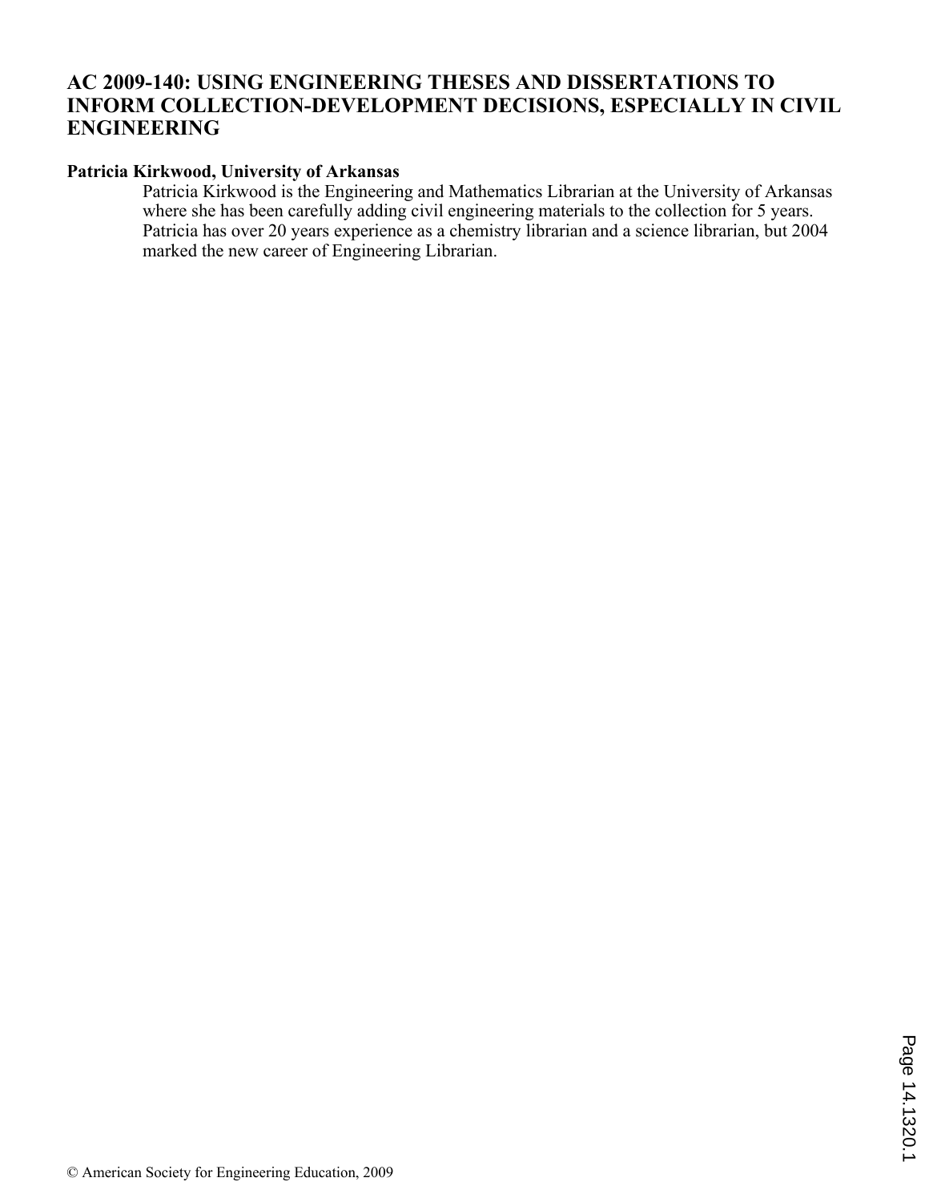# AC 2009-140: USING ENGINEERING THESES AND DISSERTATIONS TO INFORM COLLECTION-DEVELOPMENT DECISIONS, ESPECIALLY IN CIVIL ENGINEERING

**Patricia Kirkwood, University of Arkansas**

Patricia Kirkwood is the Engineering and Mathematics Librarian at the University of Arkansas where she has been carefully adding civil engineering materials to the collection for 5 years. Patricia has over 20 years experience as a chemistry librarian and a science librarian, but 2004 marked the new career of Engineering Librarian.

© American Society for Engineering Education, 2009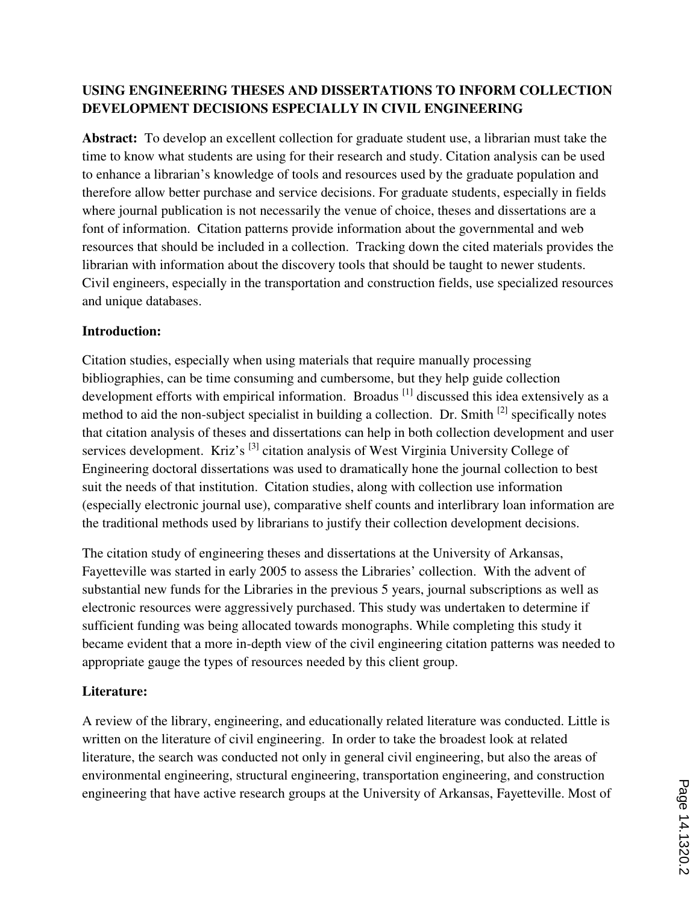**USING ENGINEERING THESES AND DISSERTATIONS TO INFORM COLLECTION DEVELOPMENT DECISIONS ESPECIALLY IN CIVIL ENGINEERING**

**Abstract:** To develop an excellent collection for graduate student use, a librarian must take the time to know what students are using for their research and study. Citation analysis can be used to enhance a librarian's knowledge of tools and resources used by the graduate population and therefore allow better purchase and service decisions. For graduate students, especially in fields where journal publication is not necessarily the venue of choice, theses and dissertations are a font of information. Citation patterns provide information about the governmental and web resources that should be included in a collection. Tracking down the cited materials provides the librarian with information about the discovery tools that should be taught to newer students. Civil engineers, especially in the transportation and construction fields, use specialized resources and unique databases.

**Introduction:**

Citation studies, especially when using materials that require manually processing bibliographies, can be time consuming and cumbersome, but they help guide collection development efforts with empirical information. Broadus [1] discussed this idea extensively as a method to aid the non-subject specialist in building a collection. Dr. Smith [2] specifically notes that citation analysis of theses and dissertations can help in both collection development and user services development. Kriz's [3] citation analysis of West Virginia University College of Engineering doctoral dissertations was used to dramatically hone the journal collection to best suit the needs of that institution. Citation studies, along with collection use information (especially electronic journal use), comparative shelf counts and interlibrary loan information are the traditional methods used by librarians to justify their collection development decisions.

The citation study of engineering theses and dissertations at the University of Arkansas, Fayetteville was started in early 2005 to assess the Libraries' collection. With the advent of substantial new funds for the Libraries in the previous 5 years, journal subscriptions as well as electronic resources were aggressively purchased. This study was undertaken to determine if sufficient funding was being allocated towards monographs. While completing this study it became evident that a more in-depth view of the civil engineering citation patterns was needed to appropriate gauge the types of resources needed by this client group.

**Literature:**

A review of the library, engineering, and educationally related literature was conducted. Little is written on the literature of civil engineering. In order to take the broadest look at related literature, the search was conducted not only in general civil engineering, but also the areas of environmental engineering, structural engineering, transportation engineering, and construction engineering that have active research groups at the University of Arkansas, Fayetteville. Most of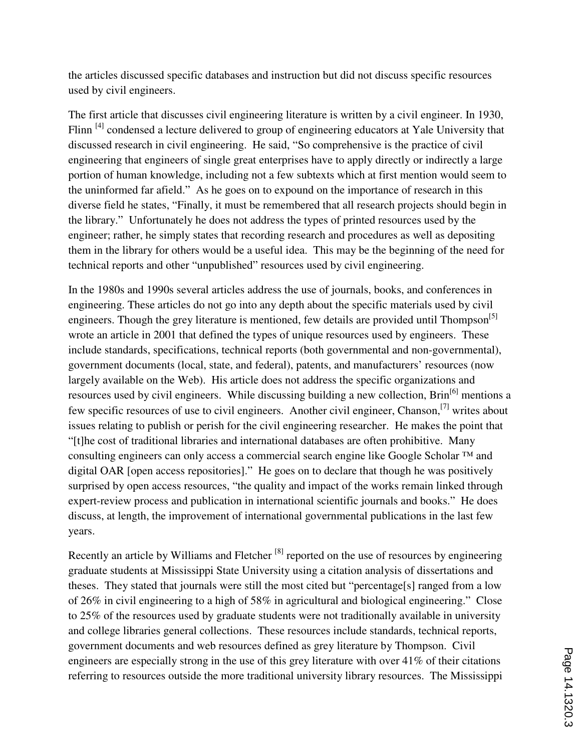the articles discussed specific databases and instruction but did not discuss specific resources used by civil engineers.

The first article that discusses civil engineering literature is written by a civil engineer. In 1930, Flinn [4] condensed a lecture delivered to group of engineering educators at Yale University that discussed research in civil engineering. He said, "So comprehensive is the practice of civil engineering that engineers of single great enterprises have to apply directly or indirectly a large portion of human knowledge, including not a few subtexts which at first mention would seem to the uninformed far afield." As he goes on to expound on the importance of research in this diverse field he states, "Finally, it must be remembered that all research projects should begin in the library." Unfortunately he does not address the types of printed resources used by the engineer; rather, he simply states that recording research and procedures as well as depositing them in the library for others would be a useful idea. This may be the beginning of the need for technical reports and other "unpublished" resources used by civil engineering.

In the 1980s and 1990s several articles address the use of journals, books, and conferences in engineering. These articles do not go into any depth about the specific materials used by civil engineers. Though the grey literature is mentioned, few details are provided until Thompson[5] wrote an article in 2001 that defined the types of unique resources used by engineers. These include standards, specifications, technical reports (both governmental and non-governmental), government documents (local, state, and federal), patents, and manufacturers' resources (now largely available on the Web). His article does not address the specific organizations and resources used by civil engineers. While discussing building a new collection, Brin[6] mentions a few specific resources of use to civil engineers. Another civil engineer, Chanson,[7] writes about issues relating to publish or perish for the civil engineering researcher. He makes the point that "[t]he cost of traditional libraries and international databases are often prohibitive. Many consulting engineers can only access a commercial search engine like Google Scholar ™ and digital OAR [open access repositories]." He goes on to declare that though he was positively surprised by open access resources, "the quality and impact of the works remain linked through expert-review process and publication in international scientific journals and books." He does discuss, at length, the improvement of international governmental publications in the last few years.

Recently an article by Williams and Fletcher [8] reported on the use of resources by engineering graduate students at Mississippi State University using a citation analysis of dissertations and theses. They stated that journals were still the most cited but "percentage[s] ranged from a low of 26% in civil engineering to a high of 58% in agricultural and biological engineering." Close to 25% of the resources used by graduate students were not traditionally available in university and college libraries general collections. These resources include standards, technical reports, government documents and web resources defined as grey literature by Thompson. Civil engineers are especially strong in the use of this grey literature with over 41% of their citations referring to resources outside the more traditional university library resources. The Mississippi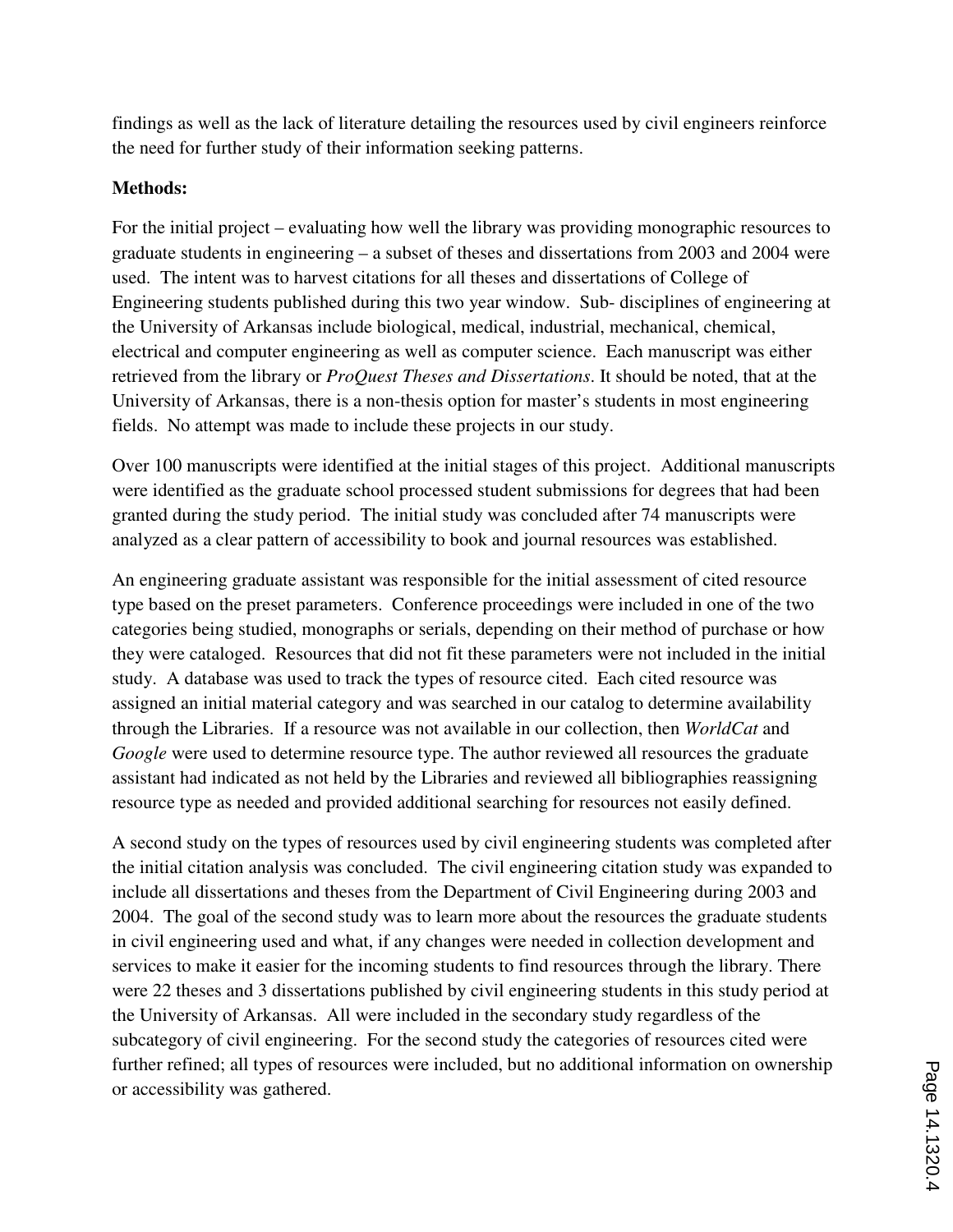findings as well as the lack of literature detailing the resources used by civil engineers reinforce the need for further study of their information seeking patterns.

**Methods:**

For the initial project – evaluating how well the library was providing monographic resources to graduate students in engineering – a subset of theses and dissertations from 2003 and 2004 were used. The intent was to harvest citations for all theses and dissertations of College of Engineering students published during this two year window. Sub- disciplines of engineering at the University of Arkansas include biological, medical, industrial, mechanical, chemical, electrical and computer engineering as well as computer science. Each manuscript was either retrieved from the library or *ProQuest Theses and Dissertations*. It should be noted, that at the University of Arkansas, there is a non-thesis option for master's students in most engineering fields. No attempt was made to include these projects in our study.

Over 100 manuscripts were identified at the initial stages of this project. Additional manuscripts were identified as the graduate school processed student submissions for degrees that had been granted during the study period. The initial study was concluded after 74 manuscripts were analyzed as a clear pattern of accessibility to book and journal resources was established.

An engineering graduate assistant was responsible for the initial assessment of cited resource type based on the preset parameters. Conference proceedings were included in one of the two categories being studied, monographs or serials, depending on their method of purchase or how they were cataloged. Resources that did not fit these parameters were not included in the initial study. A database was used to track the types of resource cited. Each cited resource was assigned an initial material category and was searched in our catalog to determine availability through the Libraries. If a resource was not available in our collection, then *WorldCat* and *Google* were used to determine resource type. The author reviewed all resources the graduate assistant had indicated as not held by the Libraries and reviewed all bibliographies reassigning resource type as needed and provided additional searching for resources not easily defined.

A second study on the types of resources used by civil engineering students was completed after the initial citation analysis was concluded. The civil engineering citation study was expanded to include all dissertations and theses from the Department of Civil Engineering during 2003 and 2004. The goal of the second study was to learn more about the resources the graduate students in civil engineering used and what, if any changes were needed in collection development and services to make it easier for the incoming students to find resources through the library. There were 22 theses and 3 dissertations published by civil engineering students in this study period at the University of Arkansas. All were included in the secondary study regardless of the subcategory of civil engineering. For the second study the categories of resources cited were further refined; all types of resources were included, but no additional information on ownership or accessibility was gathered.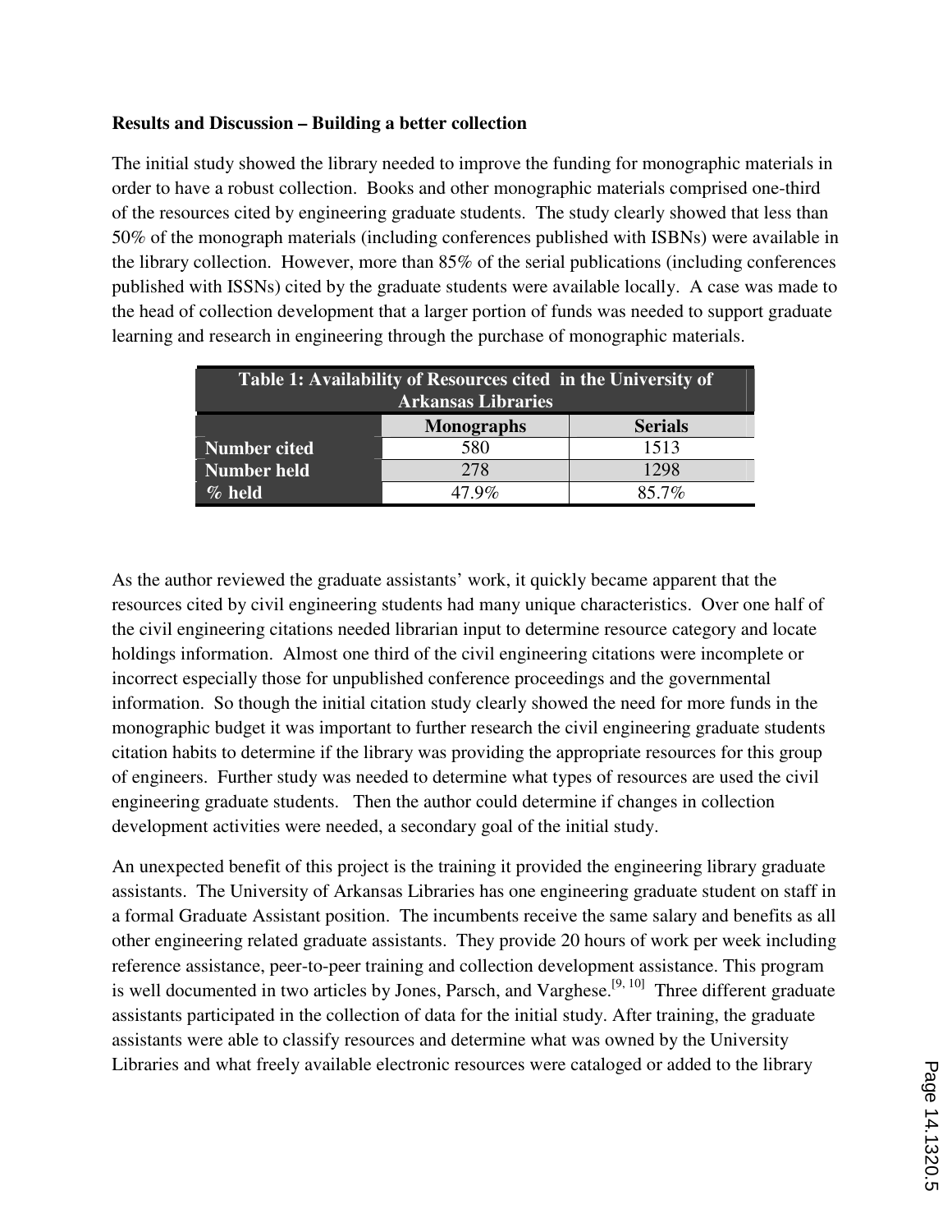**Results and Discussion – Building a better collection**

The initial study showed the library needed to improve the funding for monographic materials in order to have a robust collection. Books and other monographic materials comprised one-third of the resources cited by engineering graduate students. The study clearly showed that less than 50% of the monograph materials (including conferences published with ISBNs) were available in the library collection. However, more than 85% of the serial publications (including conferences published with ISSNs) cited by the graduate students were available locally. A case was made to the head of collection development that a larger portion of funds was needed to support graduate learning and research in engineering through the purchase of monographic materials.

**Table 1: Availability of Resources cited in the University of Arkansas Libraries**

| | Monographs | Serials |
|---|---|---|
| **Number cited** | 580 | 1513 |
| **Number held** | 278 | 1298 |
| **% held** | 47.9% | 85.7% |

As the author reviewed the graduate assistants' work, it quickly became apparent that the resources cited by civil engineering students had many unique characteristics. Over one half of the civil engineering citations needed librarian input to determine resource category and locate holdings information. Almost one third of the civil engineering citations were incomplete or incorrect especially those for unpublished conference proceedings and the governmental information. So though the initial citation study clearly showed the need for more funds in the monographic budget it was important to further research the civil engineering graduate students citation habits to determine if the library was providing the appropriate resources for this group of engineers. Further study was needed to determine what types of resources are used the civil engineering graduate students. Then the author could determine if changes in collection development activities were needed, a secondary goal of the initial study.

An unexpected benefit of this project is the training it provided the engineering library graduate assistants. The University of Arkansas Libraries has one engineering graduate student on staff in a formal Graduate Assistant position. The incumbents receive the same salary and benefits as all other engineering related graduate assistants. They provide 20 hours of work per week including reference assistance, peer-to-peer training and collection development assistance. This program is well documented in two articles by Jones, Parsch, and Varghese.[9, 10] Three different graduate assistants participated in the collection of data for the initial study. After training, the graduate assistants were able to classify resources and determine what was owned by the University Libraries and what freely available electronic resources were cataloged or added to the library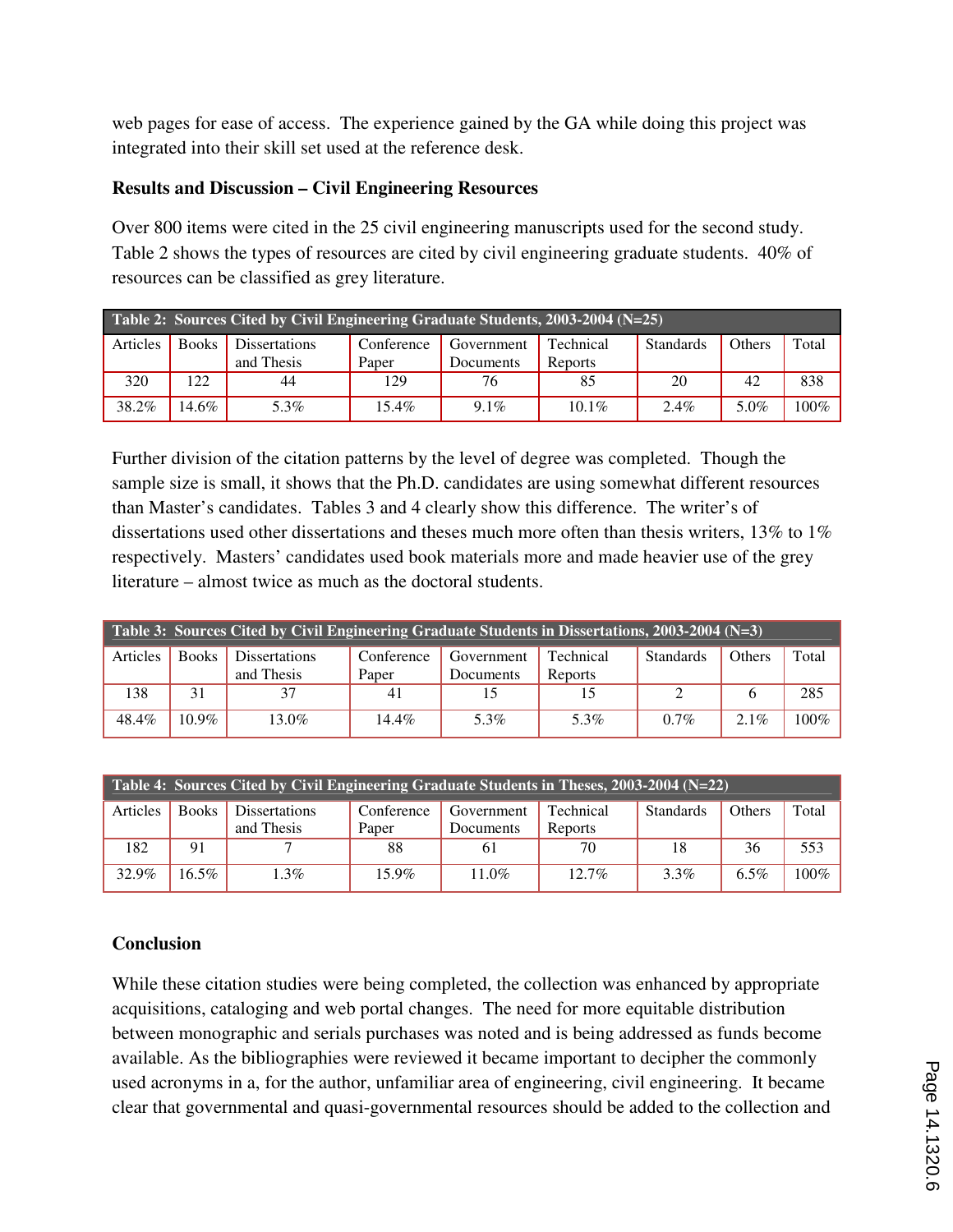web pages for ease of access. The experience gained by the GA while doing this project was integrated into their skill set used at the reference desk.

**Results and Discussion – Civil Engineering Resources**

Over 800 items were cited in the 25 civil engineering manuscripts used for the second study. Table 2 shows the types of resources are cited by civil engineering graduate students. 40% of resources can be classified as grey literature.

| Table 2: Sources Cited by Civil Engineering Graduate Students, 2003-2004 (N=25) | | | | | | | | |
|---|---|---|---|---|---|---|---|---|
| Articles | Books | Dissertations and Thesis | Conference Paper | Government Documents | Technical Reports | Standards | Others | Total |
| 320 | 122 | 44 | 129 | 76 | 85 | 20 | 42 | 838 |
| 38.2% | 14.6% | 5.3% | 15.4% | 9.1% | 10.1% | 2.4% | 5.0% | 100% |

Further division of the citation patterns by the level of degree was completed. Though the sample size is small, it shows that the Ph.D. candidates are using somewhat different resources than Master's candidates. Tables 3 and 4 clearly show this difference. The writer's of dissertations used other dissertations and theses much more often than thesis writers, 13% to 1% respectively. Masters' candidates used book materials more and made heavier use of the grey literature – almost twice as much as the doctoral students.

| Table 3: Sources Cited by Civil Engineering Graduate Students in Dissertations, 2003-2004 (N=3) | | | | | | | | |
|---|---|---|---|---|---|---|---|---|
| Articles | Books | Dissertations and Thesis | Conference Paper | Government Documents | Technical Reports | Standards | Others | Total |
| 138 | 31 | 37 | 41 | 15 | 15 | 2 | 6 | 285 |
| 48.4% | 10.9% | 13.0% | 14.4% | 5.3% | 5.3% | 0.7% | 2.1% | 100% |

| Table 4: Sources Cited by Civil Engineering Graduate Students in Theses, 2003-2004 (N=22) | | | | | | | | |
|---|---|---|---|---|---|---|---|---|
| Articles | Books | Dissertations and Thesis | Conference Paper | Government Documents | Technical Reports | Standards | Others | Total |
| 182 | 91 | 7 | 88 | 61 | 70 | 18 | 36 | 553 |
| 32.9% | 16.5% | 1.3% | 15.9% | 11.0% | 12.7% | 3.3% | 6.5% | 100% |

**Conclusion**

While these citation studies were being completed, the collection was enhanced by appropriate acquisitions, cataloging and web portal changes. The need for more equitable distribution between monographic and serials purchases was noted and is being addressed as funds become available. As the bibliographies were reviewed it became important to decipher the commonly used acronyms in a, for the author, unfamiliar area of engineering, civil engineering. It became clear that governmental and quasi-governmental resources should be added to the collection and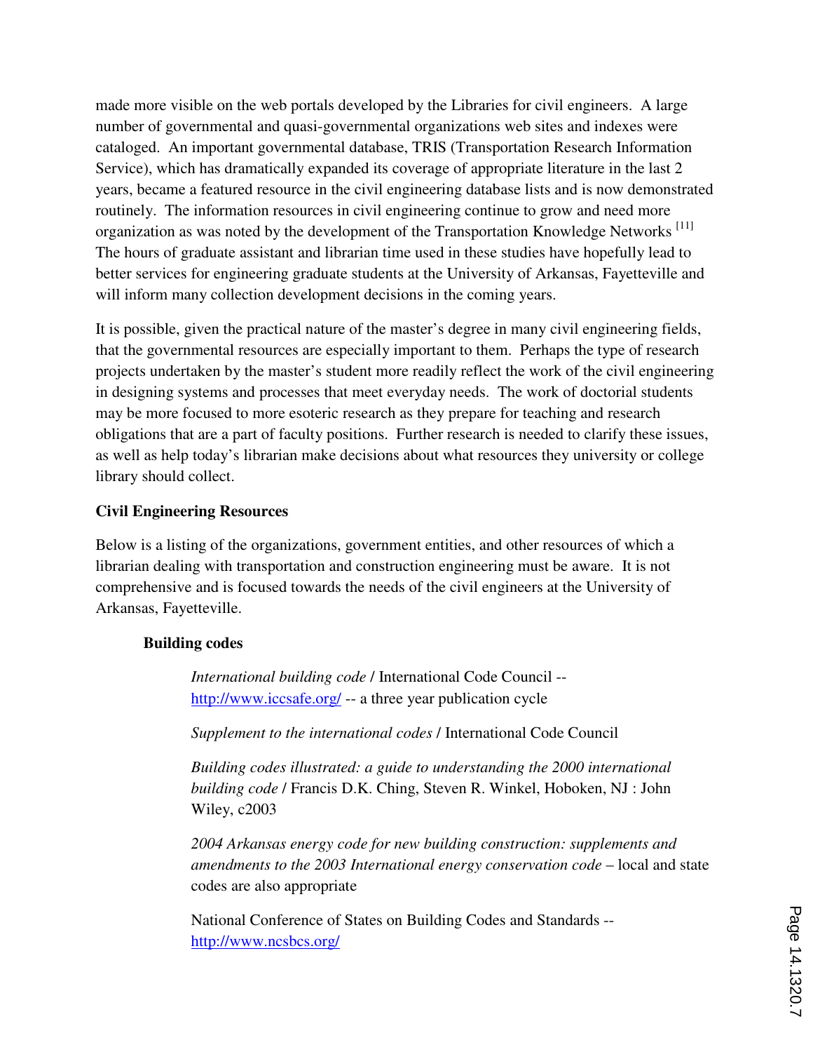made more visible on the web portals developed by the Libraries for civil engineers. A large number of governmental and quasi-governmental organizations web sites and indexes were cataloged. An important governmental database, TRIS (Transportation Research Information Service), which has dramatically expanded its coverage of appropriate literature in the last 2 years, became a featured resource in the civil engineering database lists and is now demonstrated routinely. The information resources in civil engineering continue to grow and need more organization as was noted by the development of the Transportation Knowledge Networks [11] The hours of graduate assistant and librarian time used in these studies have hopefully lead to better services for engineering graduate students at the University of Arkansas, Fayetteville and will inform many collection development decisions in the coming years.

It is possible, given the practical nature of the master's degree in many civil engineering fields, that the governmental resources are especially important to them. Perhaps the type of research projects undertaken by the master's student more readily reflect the work of the civil engineering in designing systems and processes that meet everyday needs. The work of doctorial students may be more focused to more esoteric research as they prepare for teaching and research obligations that are a part of faculty positions. Further research is needed to clarify these issues, as well as help today's librarian make decisions about what resources they university or college library should collect.

**Civil Engineering Resources**

Below is a listing of the organizations, government entities, and other resources of which a librarian dealing with transportation and construction engineering must be aware. It is not comprehensive and is focused towards the needs of the civil engineers at the University of Arkansas, Fayetteville.

**Building codes**

*International building code* / International Code Council -- http://www.iccsafe.org/ -- a three year publication cycle

*Supplement to the international codes* / International Code Council

*Building codes illustrated: a guide to understanding the 2000 international building code* / Francis D.K. Ching, Steven R. Winkel, Hoboken, NJ : John Wiley, c2003

*2004 Arkansas energy code for new building construction: supplements and amendments to the 2003 International energy conservation code* – local and state codes are also appropriate

National Conference of States on Building Codes and Standards -- http://www.ncsbcs.org/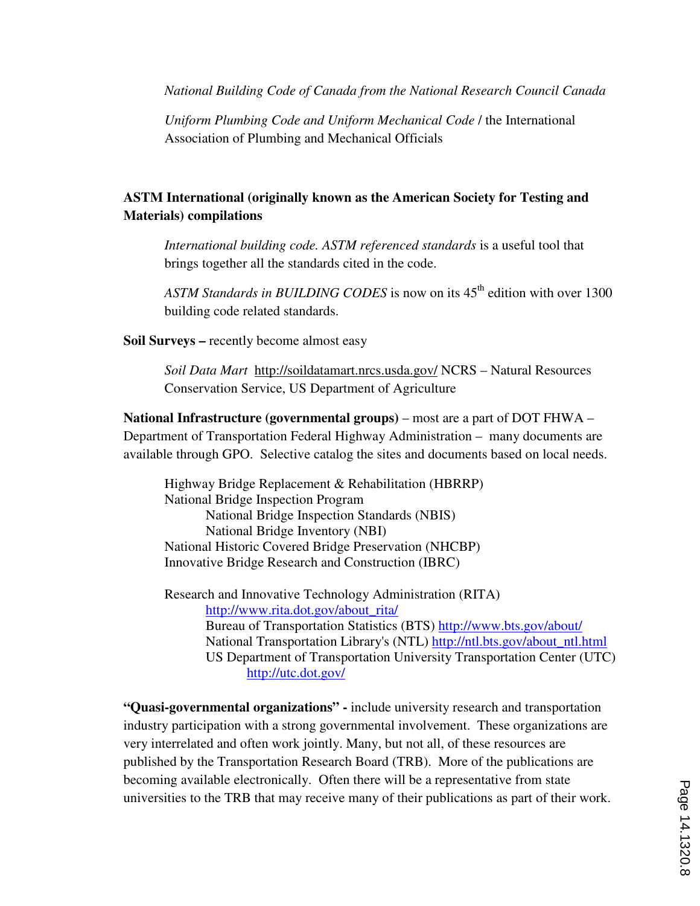*National Building Code of Canada from the National Research Council Canada*

*Uniform Plumbing Code and Uniform Mechanical Code* / the International Association of Plumbing and Mechanical Officials

**ASTM International (originally known as the American Society for Testing and Materials) compilations**

*International building code. ASTM referenced standards* is a useful tool that brings together all the standards cited in the code.

*ASTM Standards in BUILDING CODES* is now on its 45th edition with over 1300 building code related standards.

**Soil Surveys –** recently become almost easy

*Soil Data Mart* http://soildatamart.nrcs.usda.gov/ NCRS – Natural Resources Conservation Service, US Department of Agriculture

**National Infrastructure (governmental groups)** – most are a part of DOT FHWA – Department of Transportation Federal Highway Administration – many documents are available through GPO. Selective catalog the sites and documents based on local needs.

- Highway Bridge Replacement & Rehabilitation (HBRRP)
- National Bridge Inspection Program
  - National Bridge Inspection Standards (NBIS)
  - National Bridge Inventory (NBI)
- National Historic Covered Bridge Preservation (NHCBP)
- Innovative Bridge Research and Construction (IBRC)

- Research and Innovative Technology Administration (RITA)
  - http://www.rita.dot.gov/about_rita/
  - Bureau of Transportation Statistics (BTS) http://www.bts.gov/about/
  - National Transportation Library's (NTL) http://ntl.bts.gov/about_ntl.html
  - US Department of Transportation University Transportation Center (UTC)
    - http://utc.dot.gov/

**"Quasi-governmental organizations" -** include university research and transportation industry participation with a strong governmental involvement. These organizations are very interrelated and often work jointly. Many, but not all, of these resources are published by the Transportation Research Board (TRB). More of the publications are becoming available electronically. Often there will be a representative from state universities to the TRB that may receive many of their publications as part of their work.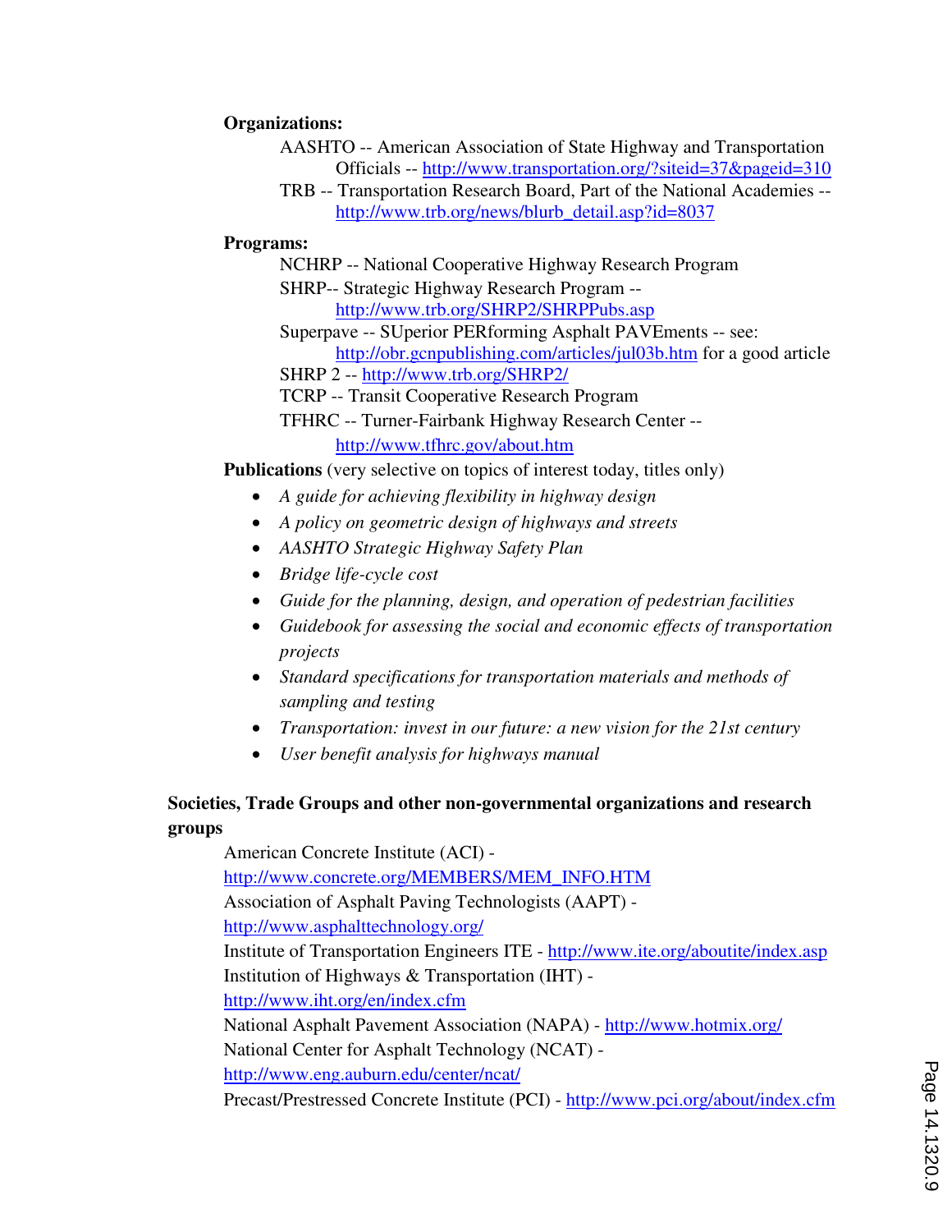**Organizations:**

AASHTO -- American Association of State Highway and Transportation Officials -- http://www.transportation.org/?siteid=37&pageid=310

TRB -- Transportation Research Board, Part of the National Academies -- http://www.trb.org/news/blurb_detail.asp?id=8037

**Programs:**

NCHRP -- National Cooperative Highway Research Program

SHRP-- Strategic Highway Research Program -- http://www.trb.org/SHRP2/SHRPPubs.asp

Superpave -- SUperior PERforming Asphalt PAVEments -- see: http://obr.gcnpublishing.com/articles/jul03b.htm for a good article

SHRP 2 -- http://www.trb.org/SHRP2/

TCRP -- Transit Cooperative Research Program

TFHRC -- Turner-Fairbank Highway Research Center -- http://www.tfhrc.gov/about.htm

**Publications** (very selective on topics of interest today, titles only)

- *A guide for achieving flexibility in highway design*
- *A policy on geometric design of highways and streets*
- *AASHTO Strategic Highway Safety Plan*
- *Bridge life-cycle cost*
- *Guide for the planning, design, and operation of pedestrian facilities*
- *Guidebook for assessing the social and economic effects of transportation projects*
- *Standard specifications for transportation materials and methods of sampling and testing*
- *Transportation: invest in our future: a new vision for the 21st century*
- *User benefit analysis for highways manual*

**Societies, Trade Groups and other non-governmental organizations and research groups**

American Concrete Institute (ACI) - http://www.concrete.org/MEMBERS/MEM_INFO.HTM

Association of Asphalt Paving Technologists (AAPT) - http://www.asphalttechnology.org/

Institute of Transportation Engineers ITE - http://www.ite.org/aboutite/index.asp

Institution of Highways & Transportation (IHT) - http://www.iht.org/en/index.cfm

National Asphalt Pavement Association (NAPA) - http://www.hotmix.org/

National Center for Asphalt Technology (NCAT) - http://www.eng.auburn.edu/center/ncat/

Precast/Prestressed Concrete Institute (PCI) - http://www.pci.org/about/index.cfm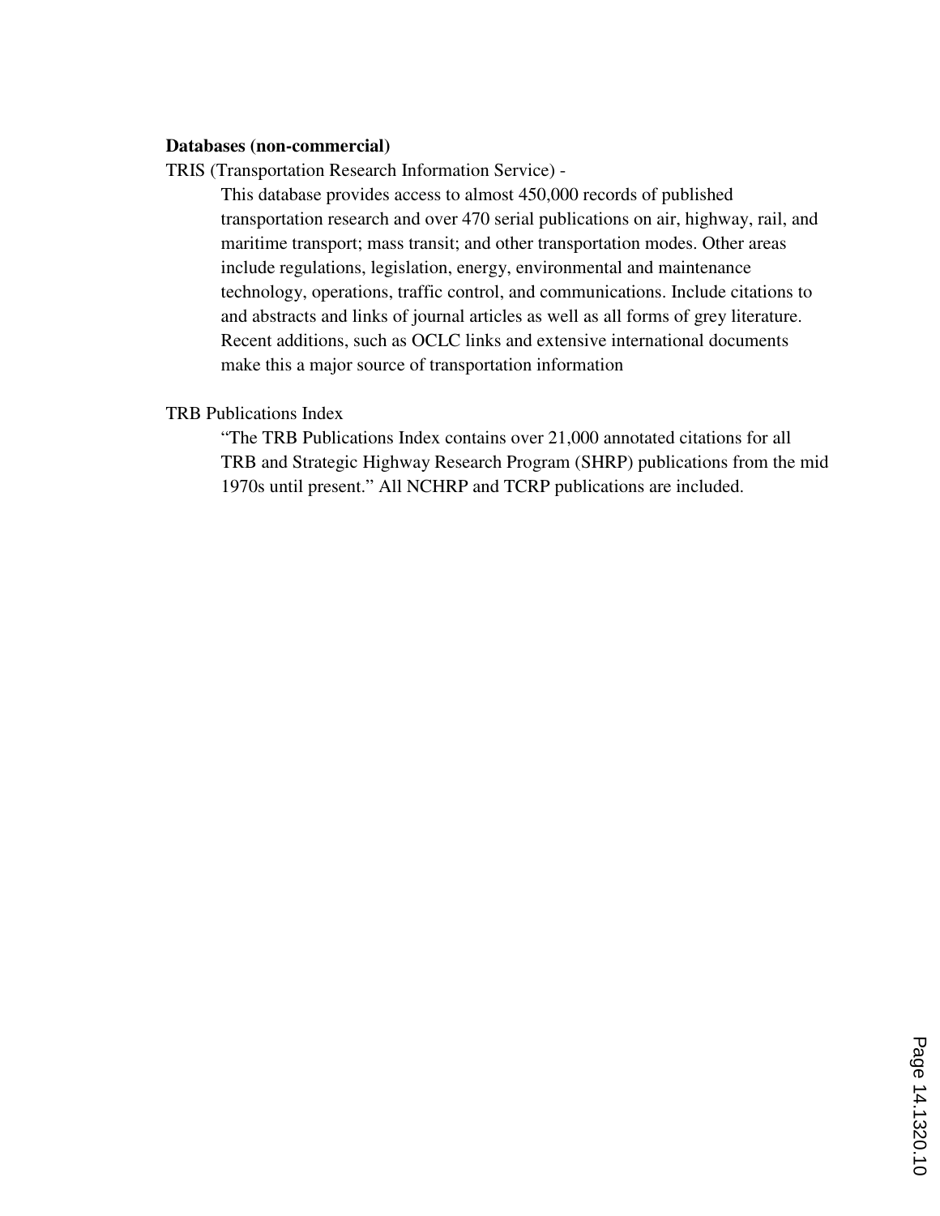**Databases (non-commercial)**

TRIS (Transportation Research Information Service) -

This database provides access to almost 450,000 records of published transportation research and over 470 serial publications on air, highway, rail, and maritime transport; mass transit; and other transportation modes. Other areas include regulations, legislation, energy, environmental and maintenance technology, operations, traffic control, and communications. Include citations to and abstracts and links of journal articles as well as all forms of grey literature. Recent additions, such as OCLC links and extensive international documents make this a major source of transportation information

TRB Publications Index

"The TRB Publications Index contains over 21,000 annotated citations for all TRB and Strategic Highway Research Program (SHRP) publications from the mid 1970s until present." All NCHRP and TCRP publications are included.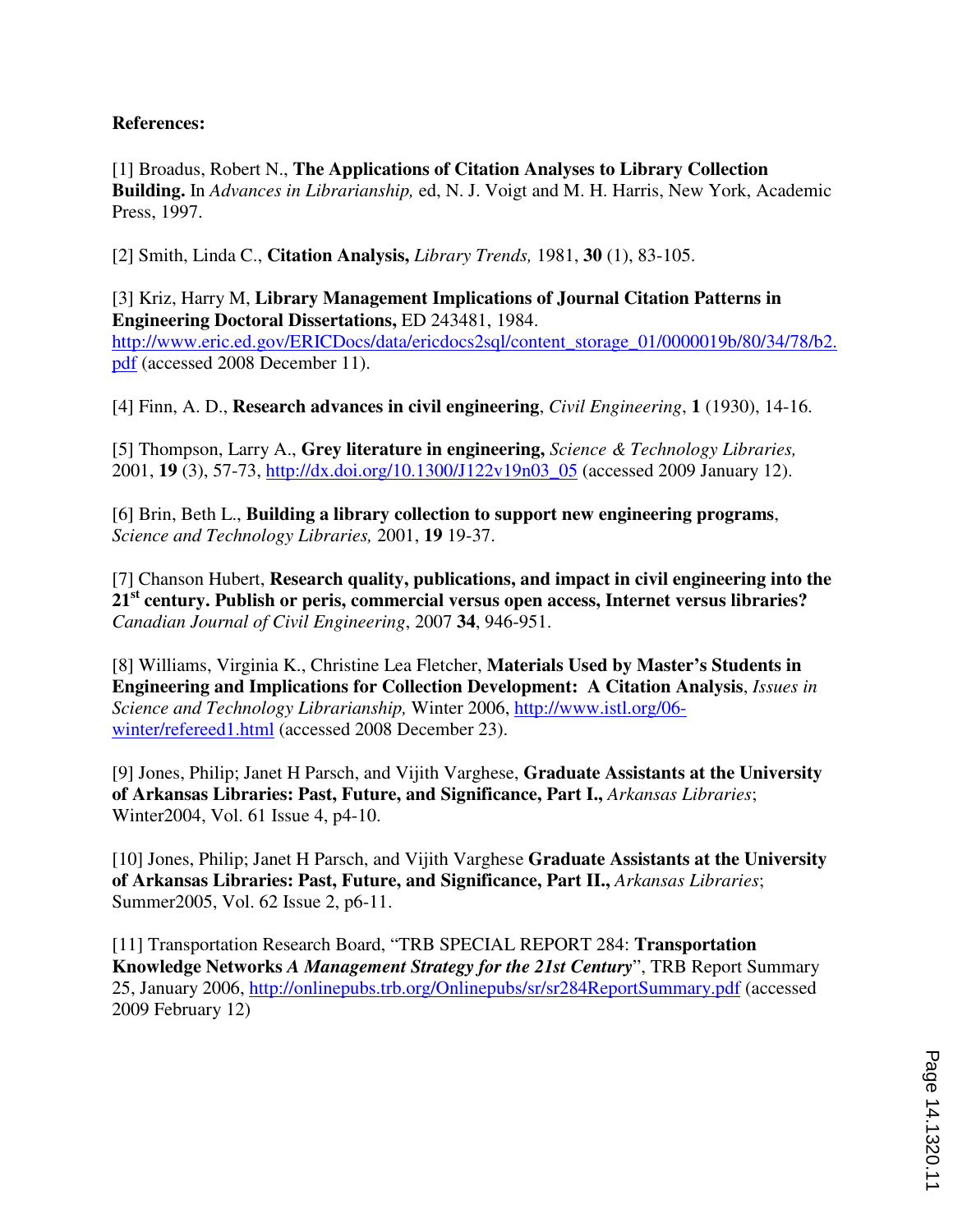**References:**

[1] Broadus, Robert N., **The Applications of Citation Analyses to Library Collection Building.** In *Advances in Librarianship,* ed, N. J. Voigt and M. H. Harris, New York, Academic Press, 1997.

[2] Smith, Linda C., **Citation Analysis,** *Library Trends,* 1981, **30** (1), 83-105.

[3] Kriz, Harry M, **Library Management Implications of Journal Citation Patterns in Engineering Doctoral Dissertations,** ED 243481, 1984. http://www.eric.ed.gov/ERICDocs/data/ericdocs2sql/content_storage_01/0000019b/80/34/78/b2.pdf (accessed 2008 December 11).

[4] Finn, A. D., **Research advances in civil engineering**, *Civil Engineering*, **1** (1930), 14-16.

[5] Thompson, Larry A., **Grey literature in engineering,** *Science & Technology Libraries,* 2001, **19** (3), 57-73, http://dx.doi.org/10.1300/J122v19n03_05 (accessed 2009 January 12).

[6] Brin, Beth L., **Building a library collection to support new engineering programs**, *Science and Technology Libraries,* 2001, **19** 19-37.

[7] Chanson Hubert, **Research quality, publications, and impact in civil engineering into the 21st century. Publish or peris, commercial versus open access, Internet versus libraries?** *Canadian Journal of Civil Engineering*, 2007 **34**, 946-951.

[8] Williams, Virginia K., Christine Lea Fletcher, **Materials Used by Master's Students in Engineering and Implications for Collection Development: A Citation Analysis**, *Issues in Science and Technology Librarianship,* Winter 2006, http://www.istl.org/06-winter/refereed1.html (accessed 2008 December 23).

[9] Jones, Philip; Janet H Parsch, and Vijith Varghese, **Graduate Assistants at the University of Arkansas Libraries: Past, Future, and Significance, Part I.,** *Arkansas Libraries*; Winter2004, Vol. 61 Issue 4, p4-10.

[10] Jones, Philip; Janet H Parsch, and Vijith Varghese **Graduate Assistants at the University of Arkansas Libraries: Past, Future, and Significance, Part II.,** *Arkansas Libraries*; Summer2005, Vol. 62 Issue 2, p6-11.

[11] Transportation Research Board, "TRB SPECIAL REPORT 284: **Transportation Knowledge Networks *A Management Strategy for the 21st Century***", TRB Report Summary 25, January 2006, http://onlinepubs.trb.org/Onlinepubs/sr/sr284ReportSummary.pdf (accessed 2009 February 12)